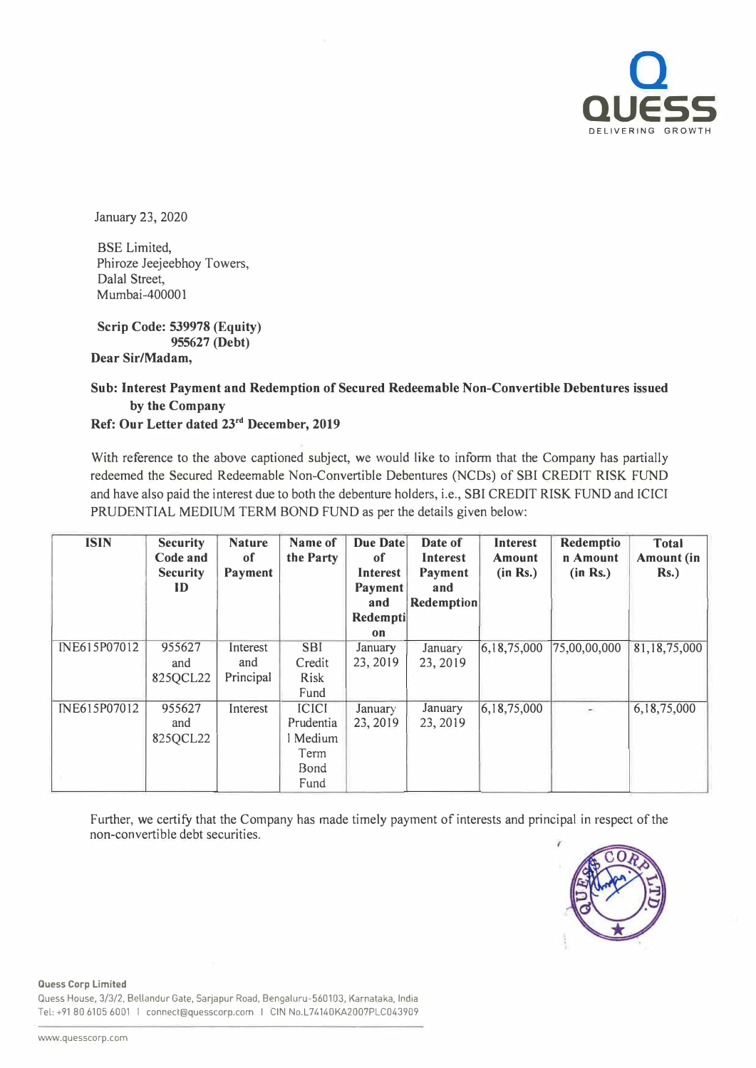January 23, 2020

BSE Limited,
Phiroze Jeejeebhoy Towers,
Dalal Street,
Mumbai-400001

**Scrip Code: 539978 (Equity)**
**955627 (Debt)**

**Dear Sir/Madam,**

**Sub: Interest Payment and Redemption of Secured Redeemable Non-Convertible Debentures issued by the Company**

**Ref: Our Letter dated 23rd December, 2019**

With reference to the above captioned subject, we would like to inform that the Company has partially redeemed the Secured Redeemable Non-Convertible Debentures (NCDs) of SBI CREDIT RISK FUND and have also paid the interest due to both the debenture holders, i.e., SBI CREDIT RISK FUND and ICICI PRUDENTIAL MEDIUM TERM BOND FUND as per the details given below:

| ISIN | Security Code and Security ID | Nature of Payment | Name of the Party | Due Date of Interest Payment and Redemption | Date of Interest Payment and Redemption | Interest Amount (in Rs.) | Redemption Amount (in Rs.) | Total Amount (in Rs.) |
|---|---|---|---|---|---|---|---|---|
| INE615P07012 | 955627 and 825QCL22 | Interest and Principal | SBI Credit Risk Fund | January 23, 2019 | January 23, 2019 | 6,18,75,000 | 75,00,00,000 | 81,18,75,000 |
| INE615P07012 | 955627 and 825QCL22 | Interest | ICICI Prudential Medium Term Bond Fund | January 23, 2019 | January 23, 2019 | 6,18,75,000 | - | 6,18,75,000 |

Further, we certify that the Company has made timely payment of interests and principal in respect of the non-convertible debt securities.

**Quess Corp Limited**
Quess House, 3/3/2, Bellandur Gate, Sarjapur Road, Bengaluru-560103, Karnataka, India
Tel: +91 80 6105 6001 | connect@quesscorp.com | CIN No.L74140KA2007PLC043909

www.quesscorp.com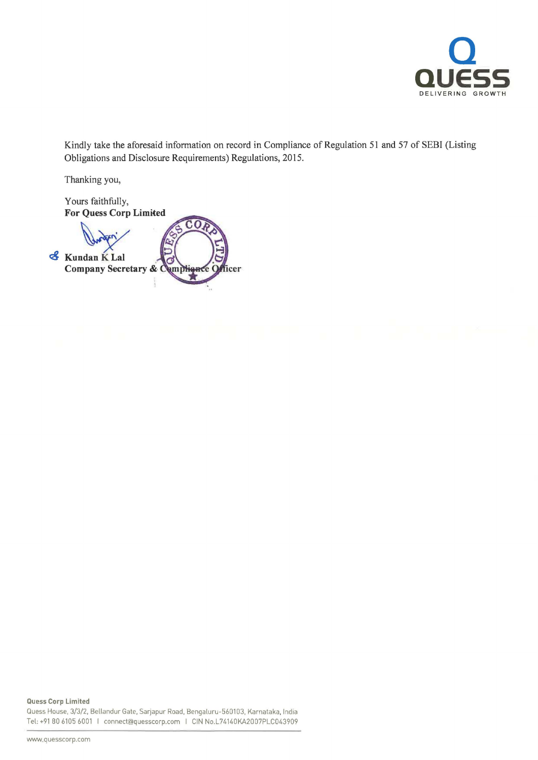Kindly take the aforesaid information on record in Compliance of Regulation 51 and 57 of SEBI (Listing Obligations and Disclosure Requirements) Regulations, 2015.

Thanking you,

Yours faithfully,
**For Quess Corp Limited**

**Kundan K Lal**
**Company Secretary & Compliance Officer**

**Quess Corp Limited**
Quess House, 3/3/2, Bellandur Gate, Sarjapur Road, Bengaluru-560103, Karnataka, India
Tel: +91 80 6105 6001 | connect@quesscorp.com | CIN No.L74140KA2007PLC043909

www.quesscorp.com